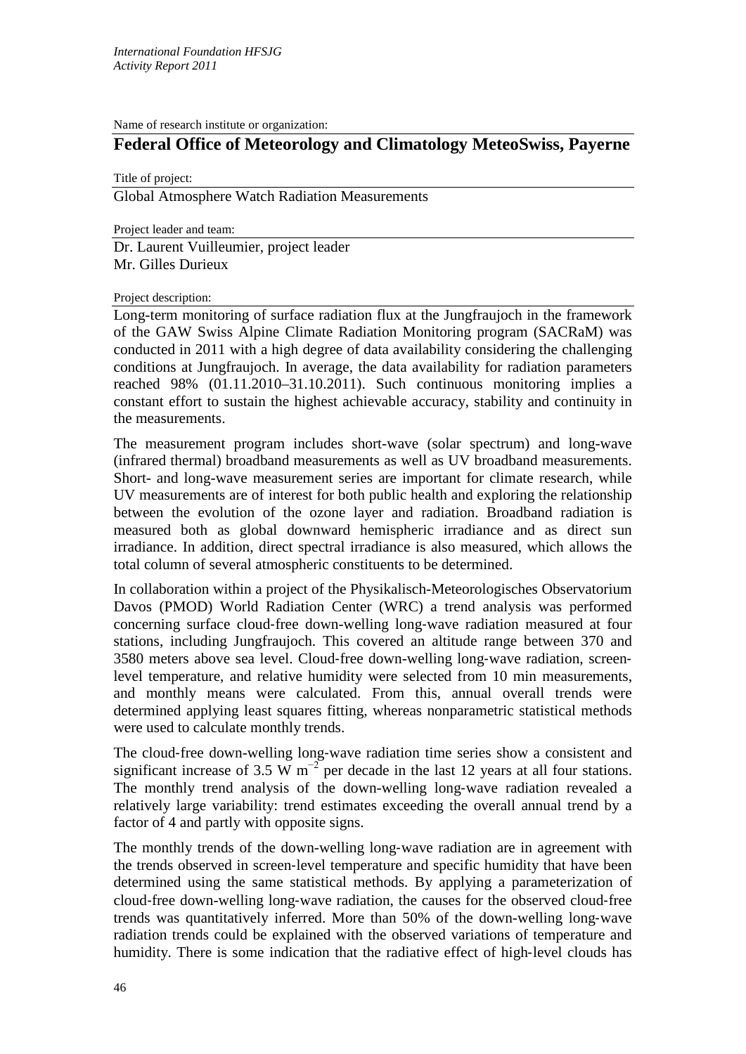Name of research institute or organization:

## Federal Office of Meteorology and Climatology MeteoSwiss, Payerne

Title of project:

Global Atmosphere Watch Radiation Measurements

Project leader and team:

Dr. Laurent Vuilleumier, project leader
Mr. Gilles Durieux

Project description:

Long-term monitoring of surface radiation flux at the Jungfraujoch in the framework of the GAW Swiss Alpine Climate Radiation Monitoring program (SACRaM) was conducted in 2011 with a high degree of data availability considering the challenging conditions at Jungfraujoch. In average, the data availability for radiation parameters reached 98% (01.11.2010–31.10.2011). Such continuous monitoring implies a constant effort to sustain the highest achievable accuracy, stability and continuity in the measurements.

The measurement program includes short-wave (solar spectrum) and long-wave (infrared thermal) broadband measurements as well as UV broadband measurements. Short- and long-wave measurement series are important for climate research, while UV measurements are of interest for both public health and exploring the relationship between the evolution of the ozone layer and radiation. Broadband radiation is measured both as global downward hemispheric irradiance and as direct sun irradiance. In addition, direct spectral irradiance is also measured, which allows the total column of several atmospheric constituents to be determined.

In collaboration within a project of the Physikalisch-Meteorologisches Observatorium Davos (PMOD) World Radiation Center (WRC) a trend analysis was performed concerning surface cloud-free down-welling long-wave radiation measured at four stations, including Jungfraujoch. This covered an altitude range between 370 and 3580 meters above sea level. Cloud-free down-welling long-wave radiation, screen-level temperature, and relative humidity were selected from 10 min measurements, and monthly means were calculated. From this, annual overall trends were determined applying least squares fitting, whereas nonparametric statistical methods were used to calculate monthly trends.

The cloud-free down-welling long-wave radiation time series show a consistent and significant increase of 3.5 W $m^{-2}$ per decade in the last 12 years at all four stations. The monthly trend analysis of the down-welling long-wave radiation revealed a relatively large variability: trend estimates exceeding the overall annual trend by a factor of 4 and partly with opposite signs.

The monthly trends of the down-welling long-wave radiation are in agreement with the trends observed in screen-level temperature and specific humidity that have been determined using the same statistical methods. By applying a parameterization of cloud-free down-welling long-wave radiation, the causes for the observed cloud-free trends was quantitatively inferred. More than 50% of the down-welling long-wave radiation trends could be explained with the observed variations of temperature and humidity. There is some indication that the radiative effect of high-level clouds has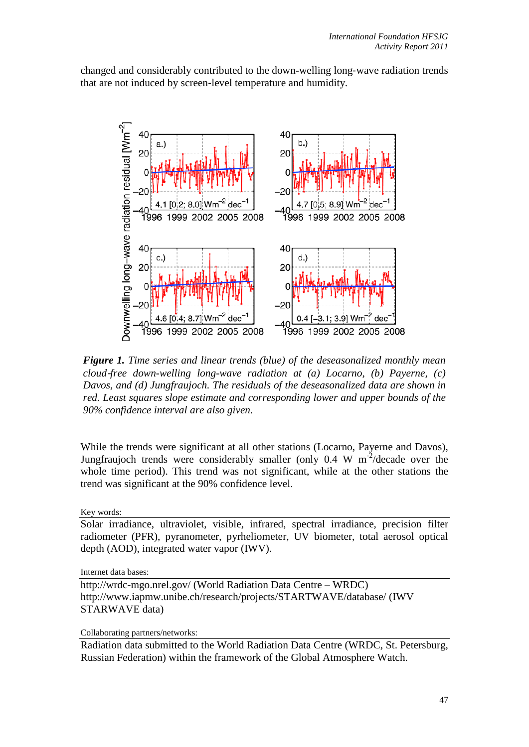changed and considerably contributed to the down-welling long-wave radiation trends that are not induced by screen-level temperature and humidity.

***Figure 1.*** *Time series and linear trends (blue) of the deseasonalized monthly mean cloud-free down-welling long-wave radiation at (a) Locarno, (b) Payerne, (c) Davos, and (d) Jungfraujoch. The residuals of the deseasonalized data are shown in red. Least squares slope estimate and corresponding lower and upper bounds of the 90% confidence interval are also given.*

While the trends were significant at all other stations (Locarno, Payerne and Davos), Jungfraujoch trends were considerably smaller (only 0.4 W $m^{-2}$/decade over the whole time period). This trend was not significant, while at the other stations the trend was significant at the 90% confidence level.

Key words:

Solar irradiance, ultraviolet, visible, infrared, spectral irradiance, precision filter radiometer (PFR), pyranometer, pyrheliometer, UV biometer, total aerosol optical depth (AOD), integrated water vapor (IWV).

Internet data bases:

http://wrdc-mgo.nrel.gov/ (World Radiation Data Centre – WRDC)
http://www.iapmw.unibe.ch/research/projects/STARTWAVE/database/ (IWV STARWAVE data)

Collaborating partners/networks:

Radiation data submitted to the World Radiation Data Centre (WRDC, St. Petersburg, Russian Federation) within the framework of the Global Atmosphere Watch.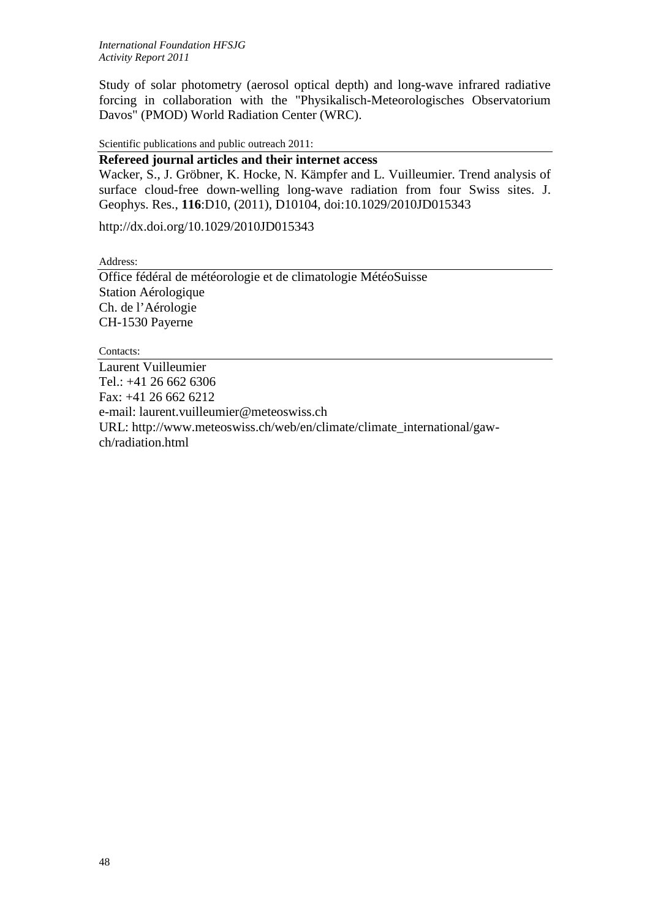Study of solar photometry (aerosol optical depth) and long-wave infrared radiative forcing in collaboration with the "Physikalisch-Meteorologisches Observatorium Davos" (PMOD) World Radiation Center (WRC).

Scientific publications and public outreach 2011:

**Refereed journal articles and their internet access**

Wacker, S., J. Gröbner, K. Hocke, N. Kämpfer and L. Vuilleumier. Trend analysis of surface cloud-free down-welling long-wave radiation from four Swiss sites. J. Geophys. Res., **116**:D10, (2011), D10104, doi:10.1029/2010JD015343

http://dx.doi.org/10.1029/2010JD015343

Address:

Office fédéral de météorologie et de climatologie MétéoSuisse
Station Aérologique
Ch. de l'Aérologie
CH-1530 Payerne

Contacts:

Laurent Vuilleumier
Tel.: +41 26 662 6306
Fax: +41 26 662 6212
e-mail: laurent.vuilleumier@meteoswiss.ch
URL: http://www.meteoswiss.ch/web/en/climate/climate_international/gaw-ch/radiation.html